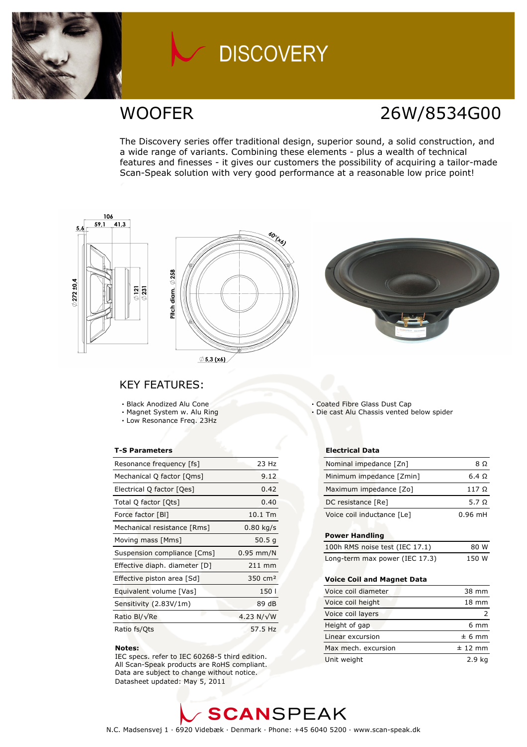# DISCOVERY

## WOOFER

## 26W/8534G00

The Discovery series offer traditional design, superior sound, a solid construction, and a wide range of variants. Combining these elements - plus a wealth of technical features and finesses - it gives our customers the possibility of acquiring a tailor-made Scan-Speak solution with very good performance at a reasonable low price point!

## KEY FEATURES:

- Black Anodized Alu Cone
- Magnet System w. Alu Ring
- Low Resonance Freq. 23Hz
- Coated Fibre Glass Dust Cap
- Die cast Alu Chassis vented below spider

**T-S Parameters**

| | |
|---|---|
| Resonance frequency [fs] | 23 Hz |
| Mechanical Q factor [Qms] | 9.12 |
| Electrical Q factor [Qes] | 0.42 |
| Total Q factor [Qts] | 0.40 |
| Force factor [Bl] | 10.1 Tm |
| Mechanical resistance [Rms] | 0.80 kg/s |
| Moving mass [Mms] | 50.5 g |
| Suspension compliance [Cms] | 0.95 mm/N |
| Effective diaph. diameter [D] | 211 mm |
| Effective piston area [Sd] | 350 cm² |
| Equivalent volume [Vas] | 150 l |
| Sensitivity (2.83V/1m) | 89 dB |
| Ratio Bl/√Re | 4.23 N/√W |
| Ratio fs/Qts | 57.5 Hz |

**Notes:**
IEC specs. refer to IEC 60268-5 third edition.
All Scan-Speak products are RoHS compliant.
Data are subject to change without notice.
Datasheet updated: May 5, 2011

**Electrical Data**

| | |
|---|---|
| Nominal impedance [Zn] | 8 Ω |
| Minimum impedance [Zmin] | 6.4 Ω |
| Maximum impedance [Zo] | 117 Ω |
| DC resistance [Re] | 5.7 Ω |
| Voice coil inductance [Le] | 0.96 mH |

**Power Handling**

| | |
|---|---|
| 100h RMS noise test (IEC 17.1) | 80 W |
| Long-term max power (IEC 17.3) | 150 W |

**Voice Coil and Magnet Data**

| | |
|---|---|
| Voice coil diameter | 38 mm |
| Voice coil height | 18 mm |
| Voice coil layers | 2 |
| Height of gap | 6 mm |
| Linear excursion | ± 6 mm |
| Max mech. excursion | ± 12 mm |
| Unit weight | 2.9 kg |

SCANSPEAK

N.C. Madsensvej 1 · 6920 Videbæk · Denmark · Phone: +45 6040 5200 · www.scan-speak.dk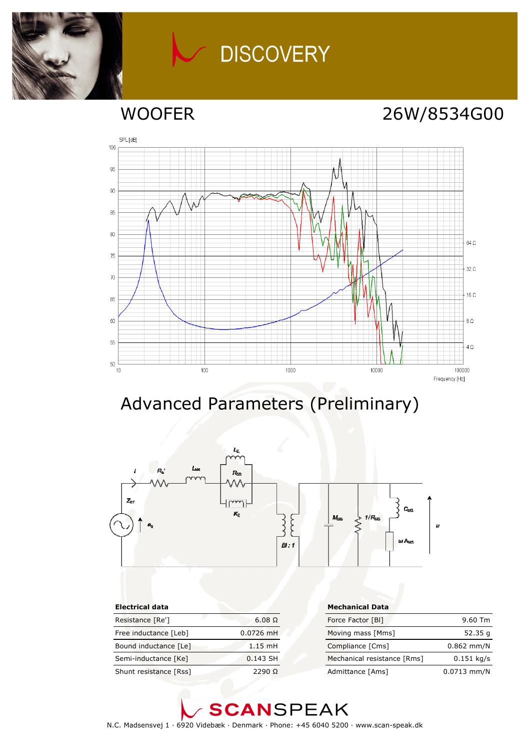# DISCOVERY

## WOOFER

## 26W/8534G00

SPL [dB]

100
95
90
85
80
75
70
65
60
55
50

64 Ω
32 Ω
16 Ω
8 Ω
4 Ω

10
100
1000
10000
100000

Frequency [Hz]

## Advanced Parameters (Preliminary)

$L_E$
$i$
$R_E'$
$L_{EB}$
$R_{SS}$
$Z_{ET}$
$K_E$
$e_g$
$M_{MS}$
$1/R_{MS}$
$C_{MS}$
$u$
$\omega A_{MS}$
$Bl : 1$

| Electrical data | |
|---|---|
| Resistance [Re'] | 6.08 Ω |
| Free inductance [Leb] | 0.0726 mH |
| Bound inductance [Le] | 1.15 mH |
| Semi-inductance [Ke] | 0.143 SH |
| Shunt resistance [Rss] | 2290 Ω |

| Mechanical Data | |
|---|---|
| Force Factor [Bl] | 9.60 Tm |
| Moving mass [Mms] | 52.35 g |
| Compliance [Cms] | 0.862 mm/N |
| Mechanical resistance [Rms] | 0.151 kg/s |
| Admittance [Ams] | 0.0713 mm/N |

SCANSPEAK

N.C. Madsensvej 1 · 6920 Videbæk · Denmark · Phone: +45 6040 5200 · www.scan-speak.dk